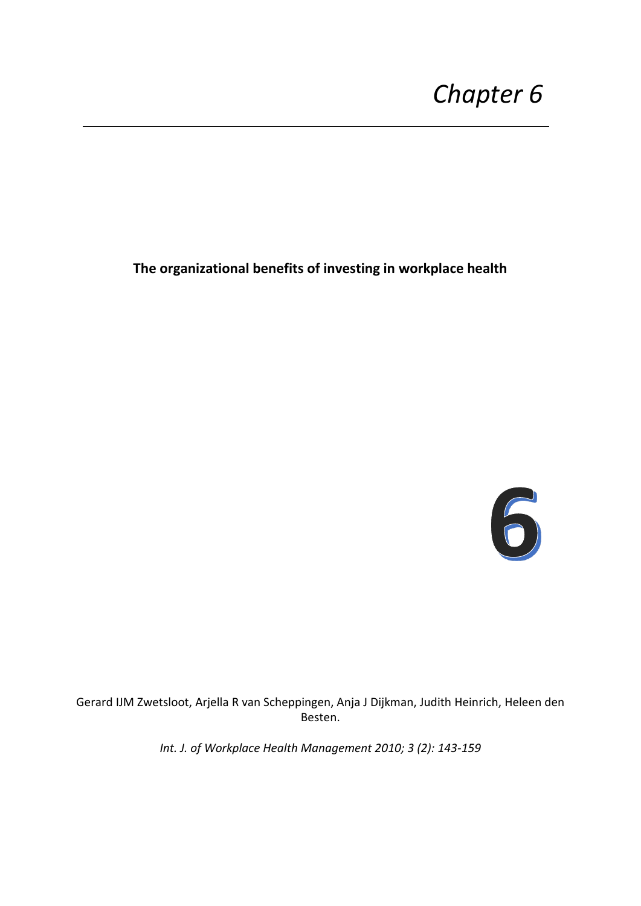*Chapter 6*

---

**The organizational benefits of investing in workplace health**

6

Gerard IJM Zwetsloot, Arjella R van Scheppingen, Anja J Dijkman, Judith Heinrich, Heleen den Besten.

*Int. J. of Workplace Health Management 2010; 3 (2): 143-159*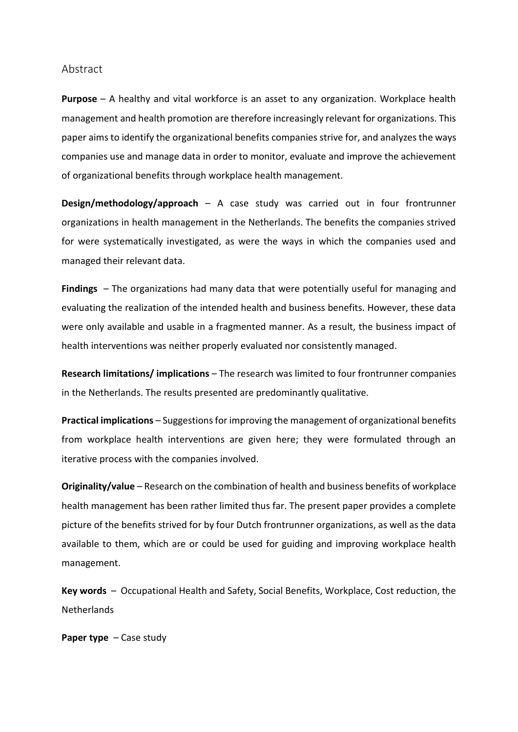## Abstract

**Purpose** – A healthy and vital workforce is an asset to any organization. Workplace health management and health promotion are therefore increasingly relevant for organizations. This paper aims to identify the organizational benefits companies strive for, and analyzes the ways companies use and manage data in order to monitor, evaluate and improve the achievement of organizational benefits through workplace health management.

**Design/methodology/approach** – A case study was carried out in four frontrunner organizations in health management in the Netherlands. The benefits the companies strived for were systematically investigated, as were the ways in which the companies used and managed their relevant data.

**Findings** – The organizations had many data that were potentially useful for managing and evaluating the realization of the intended health and business benefits. However, these data were only available and usable in a fragmented manner. As a result, the business impact of health interventions was neither properly evaluated nor consistently managed.

**Research limitations/ implications** – The research was limited to four frontrunner companies in the Netherlands. The results presented are predominantly qualitative.

**Practical implications** – Suggestions for improving the management of organizational benefits from workplace health interventions are given here; they were formulated through an iterative process with the companies involved.

**Originality/value** – Research on the combination of health and business benefits of workplace health management has been rather limited thus far. The present paper provides a complete picture of the benefits strived for by four Dutch frontrunner organizations, as well as the data available to them, which are or could be used for guiding and improving workplace health management.

**Key words** – Occupational Health and Safety, Social Benefits, Workplace, Cost reduction, the Netherlands

**Paper type** – Case study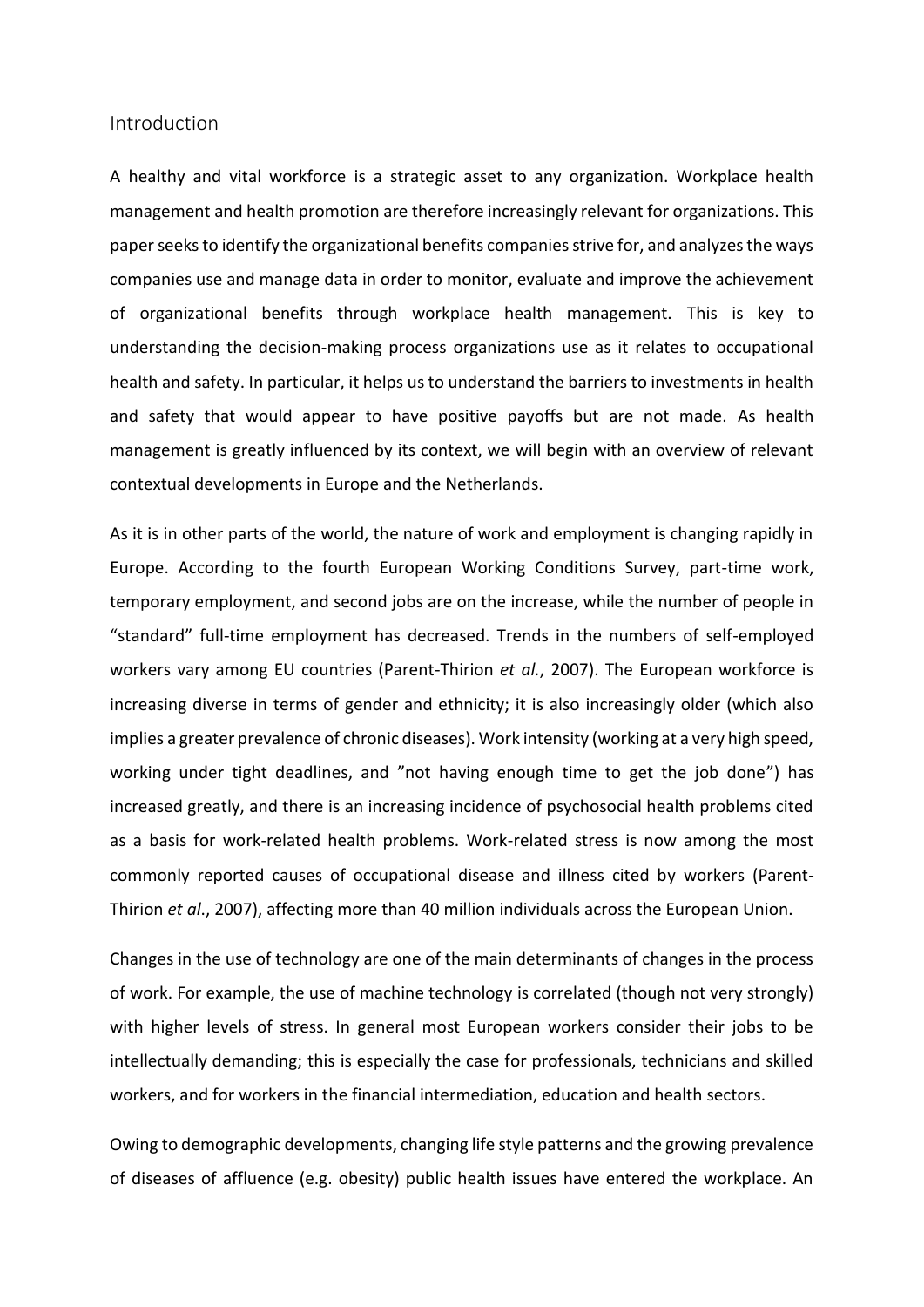## Introduction

A healthy and vital workforce is a strategic asset to any organization. Workplace health management and health promotion are therefore increasingly relevant for organizations. This paper seeks to identify the organizational benefits companies strive for, and analyzes the ways companies use and manage data in order to monitor, evaluate and improve the achievement of organizational benefits through workplace health management. This is key to understanding the decision-making process organizations use as it relates to occupational health and safety. In particular, it helps us to understand the barriers to investments in health and safety that would appear to have positive payoffs but are not made. As health management is greatly influenced by its context, we will begin with an overview of relevant contextual developments in Europe and the Netherlands.

As it is in other parts of the world, the nature of work and employment is changing rapidly in Europe. According to the fourth European Working Conditions Survey, part-time work, temporary employment, and second jobs are on the increase, while the number of people in "standard" full-time employment has decreased. Trends in the numbers of self-employed workers vary among EU countries (Parent-Thirion *et al.*, 2007). The European workforce is increasing diverse in terms of gender and ethnicity; it is also increasingly older (which also implies a greater prevalence of chronic diseases). Work intensity (working at a very high speed, working under tight deadlines, and "not having enough time to get the job done") has increased greatly, and there is an increasing incidence of psychosocial health problems cited as a basis for work-related health problems. Work-related stress is now among the most commonly reported causes of occupational disease and illness cited by workers (Parent-Thirion *et al.*, 2007), affecting more than 40 million individuals across the European Union.

Changes in the use of technology are one of the main determinants of changes in the process of work. For example, the use of machine technology is correlated (though not very strongly) with higher levels of stress. In general most European workers consider their jobs to be intellectually demanding; this is especially the case for professionals, technicians and skilled workers, and for workers in the financial intermediation, education and health sectors.

Owing to demographic developments, changing life style patterns and the growing prevalence of diseases of affluence (e.g. obesity) public health issues have entered the workplace. An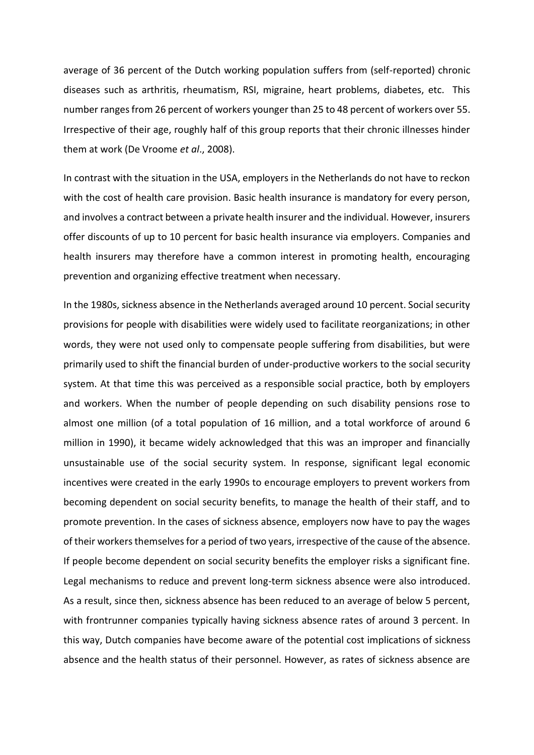average of 36 percent of the Dutch working population suffers from (self-reported) chronic diseases such as arthritis, rheumatism, RSI, migraine, heart problems, diabetes, etc. This number ranges from 26 percent of workers younger than 25 to 48 percent of workers over 55. Irrespective of their age, roughly half of this group reports that their chronic illnesses hinder them at work (De Vroome *et al*., 2008).

In contrast with the situation in the USA, employers in the Netherlands do not have to reckon with the cost of health care provision. Basic health insurance is mandatory for every person, and involves a contract between a private health insurer and the individual. However, insurers offer discounts of up to 10 percent for basic health insurance via employers. Companies and health insurers may therefore have a common interest in promoting health, encouraging prevention and organizing effective treatment when necessary.

In the 1980s, sickness absence in the Netherlands averaged around 10 percent. Social security provisions for people with disabilities were widely used to facilitate reorganizations; in other words, they were not used only to compensate people suffering from disabilities, but were primarily used to shift the financial burden of under-productive workers to the social security system. At that time this was perceived as a responsible social practice, both by employers and workers. When the number of people depending on such disability pensions rose to almost one million (of a total population of 16 million, and a total workforce of around 6 million in 1990), it became widely acknowledged that this was an improper and financially unsustainable use of the social security system. In response, significant legal economic incentives were created in the early 1990s to encourage employers to prevent workers from becoming dependent on social security benefits, to manage the health of their staff, and to promote prevention. In the cases of sickness absence, employers now have to pay the wages of their workers themselves for a period of two years, irrespective of the cause of the absence. If people become dependent on social security benefits the employer risks a significant fine. Legal mechanisms to reduce and prevent long-term sickness absence were also introduced. As a result, since then, sickness absence has been reduced to an average of below 5 percent, with frontrunner companies typically having sickness absence rates of around 3 percent. In this way, Dutch companies have become aware of the potential cost implications of sickness absence and the health status of their personnel. However, as rates of sickness absence are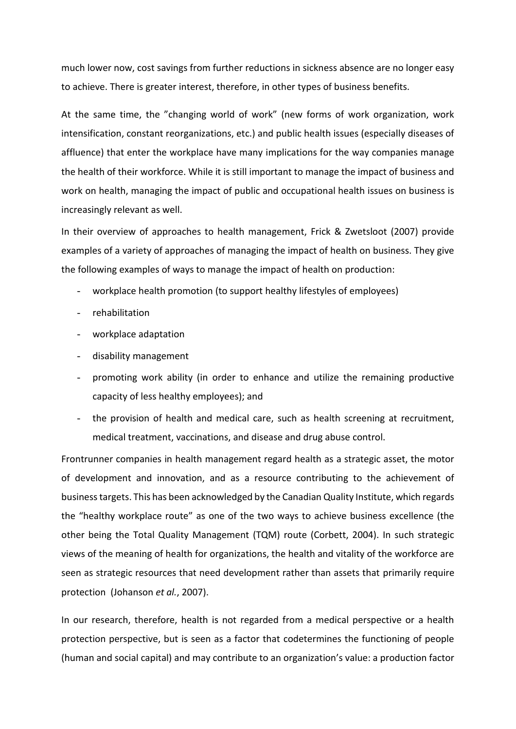much lower now, cost savings from further reductions in sickness absence are no longer easy to achieve. There is greater interest, therefore, in other types of business benefits.

At the same time, the ”changing world of work” (new forms of work organization, work intensification, constant reorganizations, etc.) and public health issues (especially diseases of affluence) that enter the workplace have many implications for the way companies manage the health of their workforce. While it is still important to manage the impact of business and work on health, managing the impact of public and occupational health issues on business is increasingly relevant as well.

In their overview of approaches to health management, Frick & Zwetsloot (2007) provide examples of a variety of approaches of managing the impact of health on business. They give the following examples of ways to manage the impact of health on production:

- workplace health promotion (to support healthy lifestyles of employees)
- rehabilitation
- workplace adaptation
- disability management
- promoting work ability (in order to enhance and utilize the remaining productive capacity of less healthy employees); and
- the provision of health and medical care, such as health screening at recruitment, medical treatment, vaccinations, and disease and drug abuse control.

Frontrunner companies in health management regard health as a strategic asset, the motor of development and innovation, and as a resource contributing to the achievement of business targets. This has been acknowledged by the Canadian Quality Institute, which regards the “healthy workplace route” as one of the two ways to achieve business excellence (the other being the Total Quality Management (TQM) route (Corbett, 2004). In such strategic views of the meaning of health for organizations, the health and vitality of the workforce are seen as strategic resources that need development rather than assets that primarily require protection (Johanson *et al.*, 2007).

In our research, therefore, health is not regarded from a medical perspective or a health protection perspective, but is seen as a factor that codetermines the functioning of people (human and social capital) and may contribute to an organization’s value: a production factor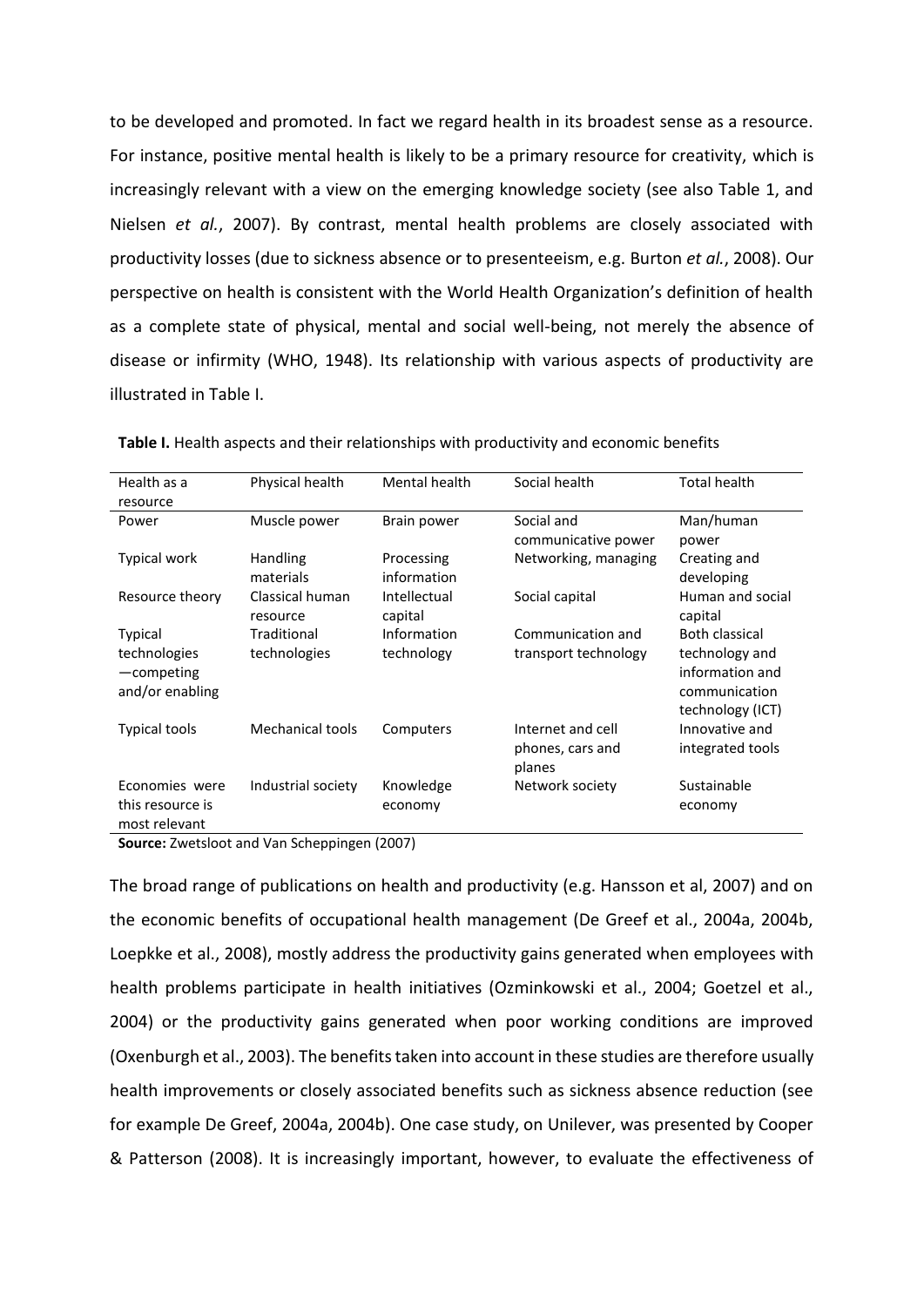to be developed and promoted. In fact we regard health in its broadest sense as a resource. For instance, positive mental health is likely to be a primary resource for creativity, which is increasingly relevant with a view on the emerging knowledge society (see also Table 1, and Nielsen *et al.*, 2007). By contrast, mental health problems are closely associated with productivity losses (due to sickness absence or to presenteeism, e.g. Burton *et al.*, 2008). Our perspective on health is consistent with the World Health Organization's definition of health as a complete state of physical, mental and social well-being, not merely the absence of disease or infirmity (WHO, 1948). Its relationship with various aspects of productivity are illustrated in Table I.

**Table I.** Health aspects and their relationships with productivity and economic benefits

| Health as a resource | Physical health | Mental health | Social health | Total health |
|---|---|---|---|---|
| Power | Muscle power | Brain power | Social and communicative power | Man/human power |
| Typical work | Handling materials | Processing information | Networking, managing | Creating and developing |
| Resource theory | Classical human resource | Intellectual capital | Social capital | Human and social capital |
| Typical technologies —competing and/or enabling | Traditional technologies | Information technology | Communication and transport technology | Both classical technology and information and communication technology (ICT) |
| Typical tools | Mechanical tools | Computers | Internet and cell phones, cars and planes | Innovative and integrated tools |
| Economies were this resource is most relevant | Industrial society | Knowledge economy | Network society | Sustainable economy |

**Source:** Zwetsloot and Van Scheppingen (2007)

The broad range of publications on health and productivity (e.g. Hansson et al, 2007) and on the economic benefits of occupational health management (De Greef et al., 2004a, 2004b, Loepkke et al., 2008), mostly address the productivity gains generated when employees with health problems participate in health initiatives (Ozminkowski et al., 2004; Goetzel et al., 2004) or the productivity gains generated when poor working conditions are improved (Oxenburgh et al., 2003). The benefits taken into account in these studies are therefore usually health improvements or closely associated benefits such as sickness absence reduction (see for example De Greef, 2004a, 2004b). One case study, on Unilever, was presented by Cooper & Patterson (2008). It is increasingly important, however, to evaluate the effectiveness of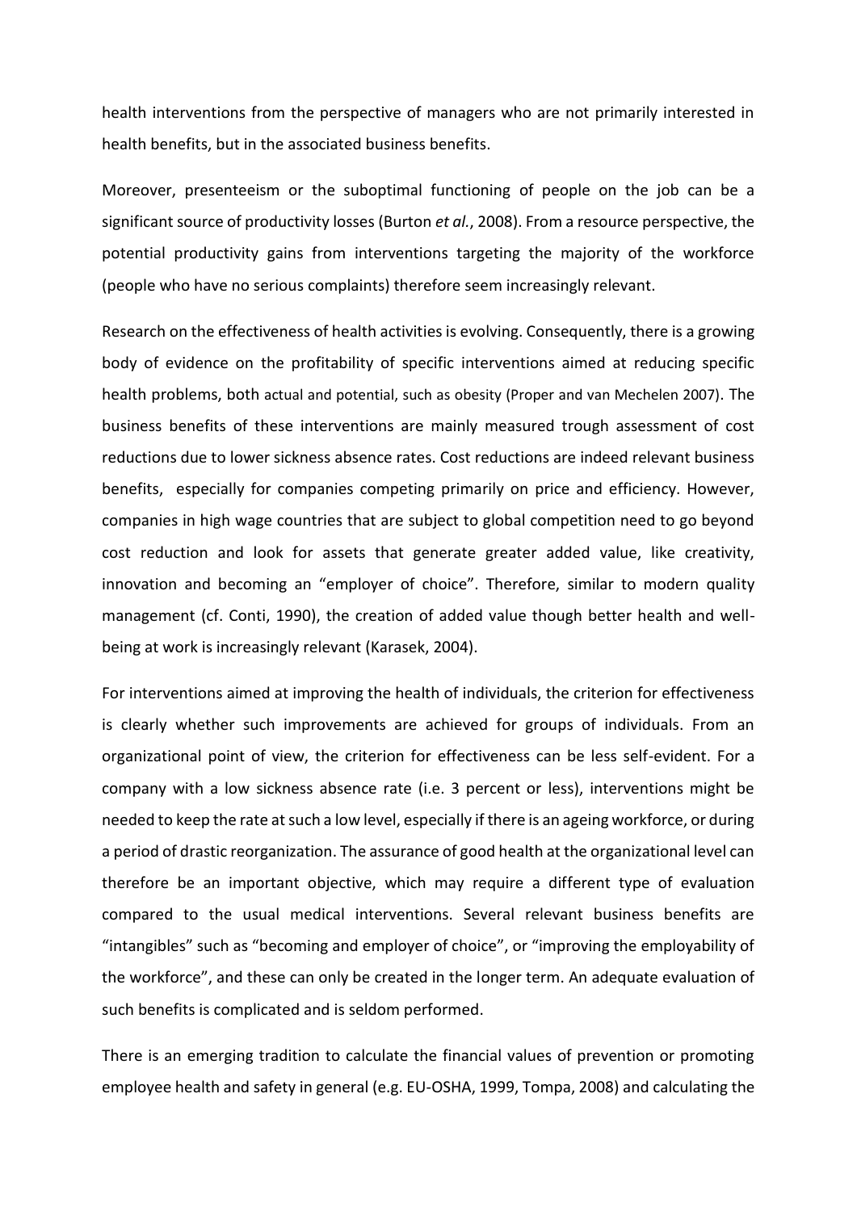health interventions from the perspective of managers who are not primarily interested in health benefits, but in the associated business benefits.

Moreover, presenteeism or the suboptimal functioning of people on the job can be a significant source of productivity losses (Burton *et al.*, 2008). From a resource perspective, the potential productivity gains from interventions targeting the majority of the workforce (people who have no serious complaints) therefore seem increasingly relevant.

Research on the effectiveness of health activities is evolving. Consequently, there is a growing body of evidence on the profitability of specific interventions aimed at reducing specific health problems, both actual and potential, such as obesity (Proper and van Mechelen 2007). The business benefits of these interventions are mainly measured trough assessment of cost reductions due to lower sickness absence rates. Cost reductions are indeed relevant business benefits, especially for companies competing primarily on price and efficiency. However, companies in high wage countries that are subject to global competition need to go beyond cost reduction and look for assets that generate greater added value, like creativity, innovation and becoming an "employer of choice". Therefore, similar to modern quality management (cf. Conti, 1990), the creation of added value though better health and well-being at work is increasingly relevant (Karasek, 2004).

For interventions aimed at improving the health of individuals, the criterion for effectiveness is clearly whether such improvements are achieved for groups of individuals. From an organizational point of view, the criterion for effectiveness can be less self-evident. For a company with a low sickness absence rate (i.e. 3 percent or less), interventions might be needed to keep the rate at such a low level, especially if there is an ageing workforce, or during a period of drastic reorganization. The assurance of good health at the organizational level can therefore be an important objective, which may require a different type of evaluation compared to the usual medical interventions. Several relevant business benefits are "intangibles" such as "becoming and employer of choice", or "improving the employability of the workforce", and these can only be created in the longer term. An adequate evaluation of such benefits is complicated and is seldom performed.

There is an emerging tradition to calculate the financial values of prevention or promoting employee health and safety in general (e.g. EU-OSHA, 1999, Tompa, 2008) and calculating the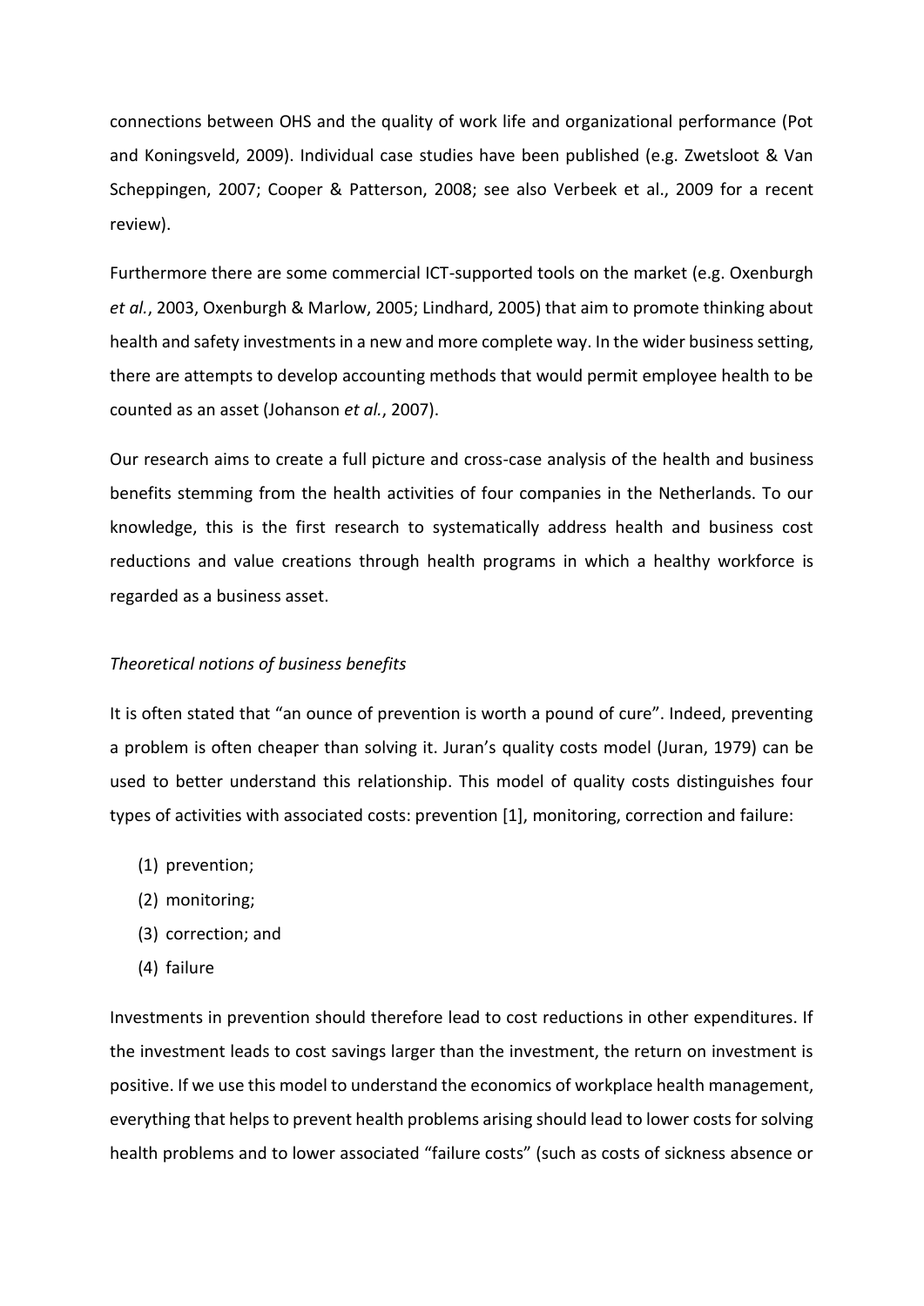connections between OHS and the quality of work life and organizational performance (Pot and Koningsveld, 2009). Individual case studies have been published (e.g. Zwetsloot & Van Scheppingen, 2007; Cooper & Patterson, 2008; see also Verbeek et al., 2009 for a recent review).

Furthermore there are some commercial ICT-supported tools on the market (e.g. Oxenburgh *et al.*, 2003, Oxenburgh & Marlow, 2005; Lindhard, 2005) that aim to promote thinking about health and safety investments in a new and more complete way. In the wider business setting, there are attempts to develop accounting methods that would permit employee health to be counted as an asset (Johanson *et al.*, 2007).

Our research aims to create a full picture and cross-case analysis of the health and business benefits stemming from the health activities of four companies in the Netherlands. To our knowledge, this is the first research to systematically address health and business cost reductions and value creations through health programs in which a healthy workforce is regarded as a business asset.

*Theoretical notions of business benefits*

It is often stated that "an ounce of prevention is worth a pound of cure". Indeed, preventing a problem is often cheaper than solving it. Juran's quality costs model (Juran, 1979) can be used to better understand this relationship. This model of quality costs distinguishes four types of activities with associated costs: prevention [1], monitoring, correction and failure:

(1) prevention;
(2) monitoring;
(3) correction; and
(4) failure

Investments in prevention should therefore lead to cost reductions in other expenditures. If the investment leads to cost savings larger than the investment, the return on investment is positive. If we use this model to understand the economics of workplace health management, everything that helps to prevent health problems arising should lead to lower costs for solving health problems and to lower associated "failure costs" (such as costs of sickness absence or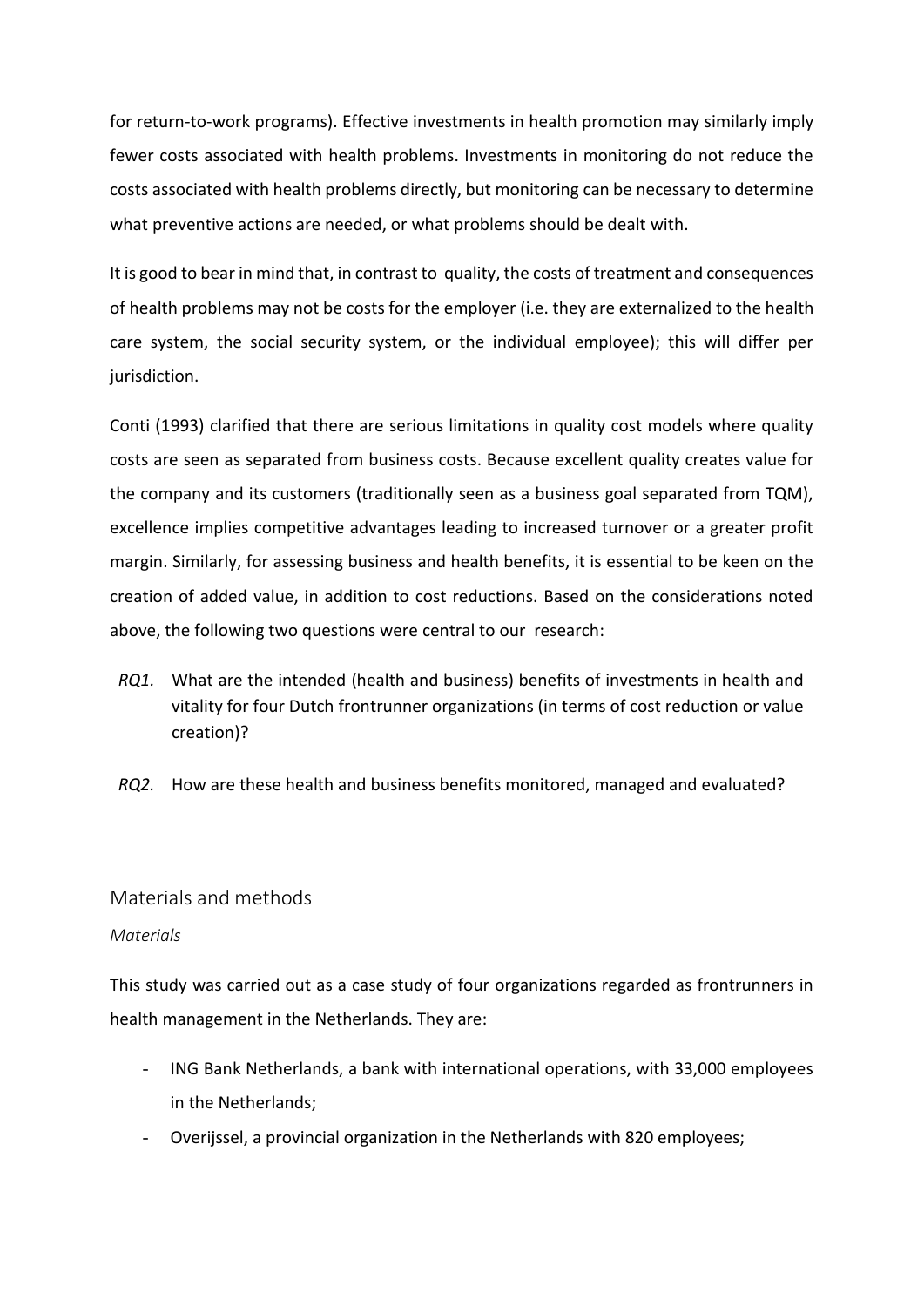for return-to-work programs). Effective investments in health promotion may similarly imply fewer costs associated with health problems. Investments in monitoring do not reduce the costs associated with health problems directly, but monitoring can be necessary to determine what preventive actions are needed, or what problems should be dealt with.

It is good to bear in mind that, in contrast to quality, the costs of treatment and consequences of health problems may not be costs for the employer (i.e. they are externalized to the health care system, the social security system, or the individual employee); this will differ per jurisdiction.

Conti (1993) clarified that there are serious limitations in quality cost models where quality costs are seen as separated from business costs. Because excellent quality creates value for the company and its customers (traditionally seen as a business goal separated from TQM), excellence implies competitive advantages leading to increased turnover or a greater profit margin. Similarly, for assessing business and health benefits, it is essential to be keen on the creation of added value, in addition to cost reductions. Based on the considerations noted above, the following two questions were central to our research:

*RQ1.* What are the intended (health and business) benefits of investments in health and vitality for four Dutch frontrunner organizations (in terms of cost reduction or value creation)?

*RQ2.* How are these health and business benefits monitored, managed and evaluated?

## Materials and methods

### *Materials*

This study was carried out as a case study of four organizations regarded as frontrunners in health management in the Netherlands. They are:

- ING Bank Netherlands, a bank with international operations, with 33,000 employees in the Netherlands;
- Overijssel, a provincial organization in the Netherlands with 820 employees;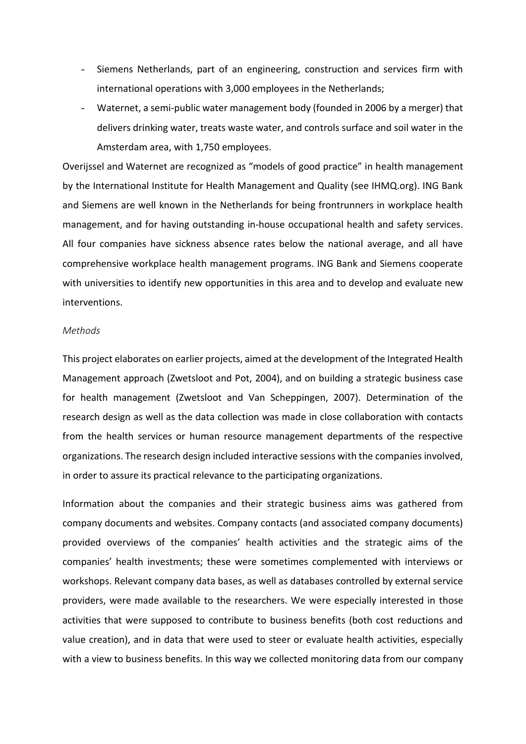- Siemens Netherlands, part of an engineering, construction and services firm with international operations with 3,000 employees in the Netherlands;
- Waternet, a semi-public water management body (founded in 2006 by a merger) that delivers drinking water, treats waste water, and controls surface and soil water in the Amsterdam area, with 1,750 employees.

Overijssel and Waternet are recognized as "models of good practice" in health management by the International Institute for Health Management and Quality (see IHMQ.org). ING Bank and Siemens are well known in the Netherlands for being frontrunners in workplace health management, and for having outstanding in-house occupational health and safety services. All four companies have sickness absence rates below the national average, and all have comprehensive workplace health management programs. ING Bank and Siemens cooperate with universities to identify new opportunities in this area and to develop and evaluate new interventions.

*Methods*

This project elaborates on earlier projects, aimed at the development of the Integrated Health Management approach (Zwetsloot and Pot, 2004), and on building a strategic business case for health management (Zwetsloot and Van Scheppingen, 2007). Determination of the research design as well as the data collection was made in close collaboration with contacts from the health services or human resource management departments of the respective organizations. The research design included interactive sessions with the companies involved, in order to assure its practical relevance to the participating organizations.

Information about the companies and their strategic business aims was gathered from company documents and websites. Company contacts (and associated company documents) provided overviews of the companies' health activities and the strategic aims of the companies' health investments; these were sometimes complemented with interviews or workshops. Relevant company data bases, as well as databases controlled by external service providers, were made available to the researchers. We were especially interested in those activities that were supposed to contribute to business benefits (both cost reductions and value creation), and in data that were used to steer or evaluate health activities, especially with a view to business benefits. In this way we collected monitoring data from our company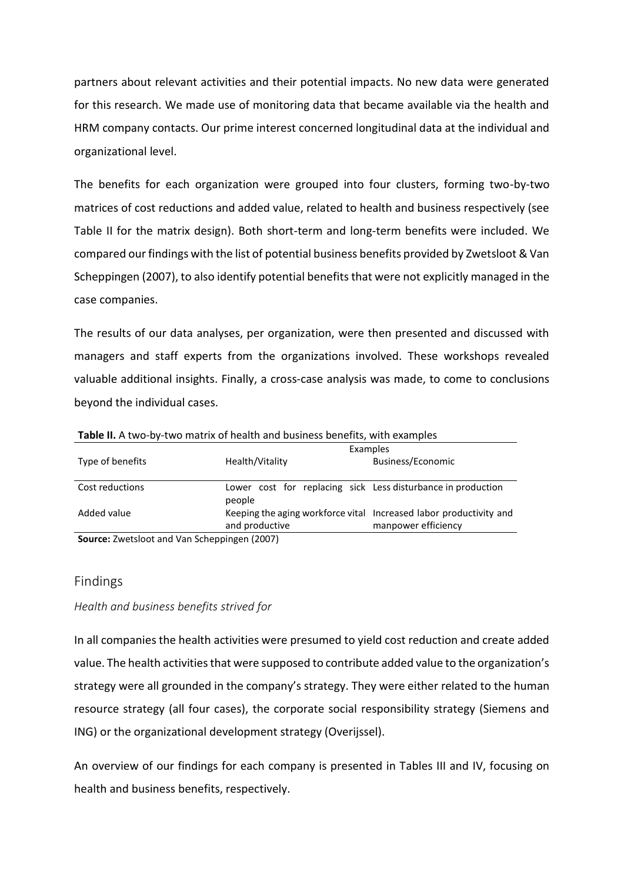partners about relevant activities and their potential impacts. No new data were generated for this research. We made use of monitoring data that became available via the health and HRM company contacts. Our prime interest concerned longitudinal data at the individual and organizational level.

The benefits for each organization were grouped into four clusters, forming two-by-two matrices of cost reductions and added value, related to health and business respectively (see Table II for the matrix design). Both short-term and long-term benefits were included. We compared our findings with the list of potential business benefits provided by Zwetsloot & Van Scheppingen (2007), to also identify potential benefits that were not explicitly managed in the case companies.

The results of our data analyses, per organization, were then presented and discussed with managers and staff experts from the organizations involved. These workshops revealed valuable additional insights. Finally, a cross-case analysis was made, to come to conclusions beyond the individual cases.

**Table II.** A two-by-two matrix of health and business benefits, with examples

| | Examples | |
|---|---|---|
| Type of benefits | Health/Vitality | Business/Economic |
| Cost reductions | Lower cost for replacing sick people | Less disturbance in production |
| Added value | Keeping the aging workforce vital and productive | Increased labor productivity and manpower efficiency |

**Source:** Zwetsloot and Van Scheppingen (2007)

## Findings

### *Health and business benefits strived for*

In all companies the health activities were presumed to yield cost reduction and create added value. The health activities that were supposed to contribute added value to the organization's strategy were all grounded in the company's strategy. They were either related to the human resource strategy (all four cases), the corporate social responsibility strategy (Siemens and ING) or the organizational development strategy (Overijssel).

An overview of our findings for each company is presented in Tables III and IV, focusing on health and business benefits, respectively.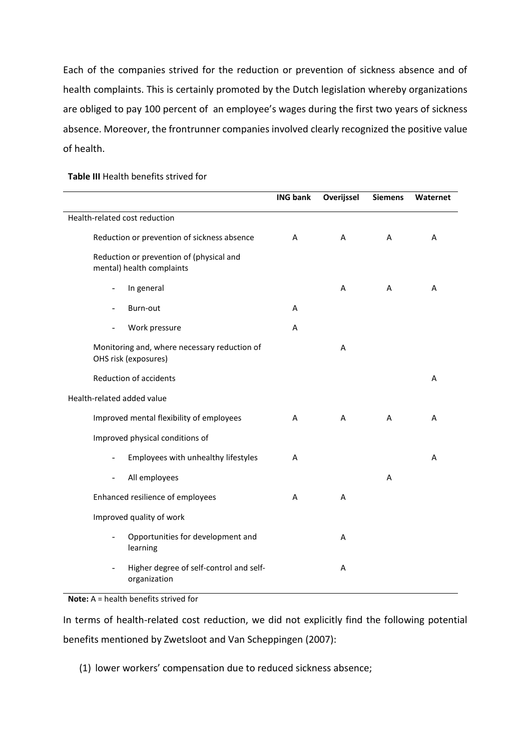Each of the companies strived for the reduction or prevention of sickness absence and of health complaints. This is certainly promoted by the Dutch legislation whereby organizations are obliged to pay 100 percent of an employee's wages during the first two years of sickness absence. Moreover, the frontrunner companies involved clearly recognized the positive value of health.

**Table III** Health benefits strived for

| | ING bank | Overijssel | Siemens | Waternet |
|---|---|---|---|---|
| Health-related cost reduction | | | | |
| Reduction or prevention of sickness absence | A | A | A | A |
| Reduction or prevention of (physical and mental) health complaints | | | | |
| - In general | | A | A | A |
| - Burn-out | A | | | |
| - Work pressure | A | | | |
| Monitoring and, where necessary reduction of OHS risk (exposures) | | A | | |
| Reduction of accidents | | | | A |
| Health-related added value | | | | |
| Improved mental flexibility of employees | A | A | A | A |
| Improved physical conditions of | | | | |
| - Employees with unhealthy lifestyles | A | | | A |
| - All employees | | | A | |
| Enhanced resilience of employees | A | A | | |
| Improved quality of work | | | | |
| - Opportunities for development and learning | | A | | |
| - Higher degree of self-control and self-organization | | A | | |

**Note:** A = health benefits strived for

In terms of health-related cost reduction, we did not explicitly find the following potential benefits mentioned by Zwetsloot and Van Scheppingen (2007):

(1) lower workers' compensation due to reduced sickness absence;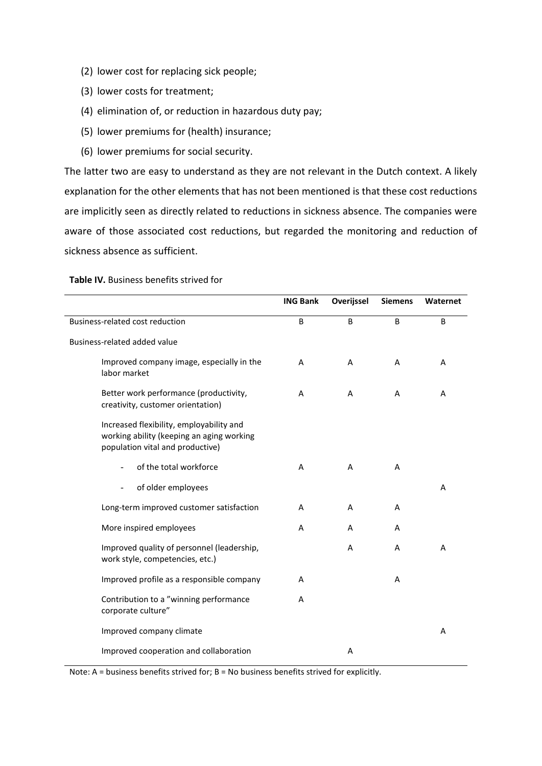(2) lower cost for replacing sick people;

(3) lower costs for treatment;

(4) elimination of, or reduction in hazardous duty pay;

(5) lower premiums for (health) insurance;

(6) lower premiums for social security.

The latter two are easy to understand as they are not relevant in the Dutch context. A likely explanation for the other elements that has not been mentioned is that these cost reductions are implicitly seen as directly related to reductions in sickness absence. The companies were aware of those associated cost reductions, but regarded the monitoring and reduction of sickness absence as sufficient.

**Table IV.** Business benefits strived for

| | ING Bank | Overijssel | Siemens | Waternet |
|---|---|---|---|---|
| Business-related cost reduction | B | B | B | B |
| Business-related added value | | | | |
| Improved company image, especially in the labor market | A | A | A | A |
| Better work performance (productivity, creativity, customer orientation) | A | A | A | A |
| Increased flexibility, employability and working ability (keeping an aging working population vital and productive) | | | | |
| - of the total workforce | A | A | A | |
| - of older employees | | | | A |
| Long-term improved customer satisfaction | A | A | A | |
| More inspired employees | A | A | A | |
| Improved quality of personnel (leadership, work style, competencies, etc.) | | A | A | A |
| Improved profile as a responsible company | A | | A | |
| Contribution to a "winning performance corporate culture" | A | | | |
| Improved company climate | | | | A |
| Improved cooperation and collaboration | | A | | |

Note: A = business benefits strived for; B = No business benefits strived for explicitly.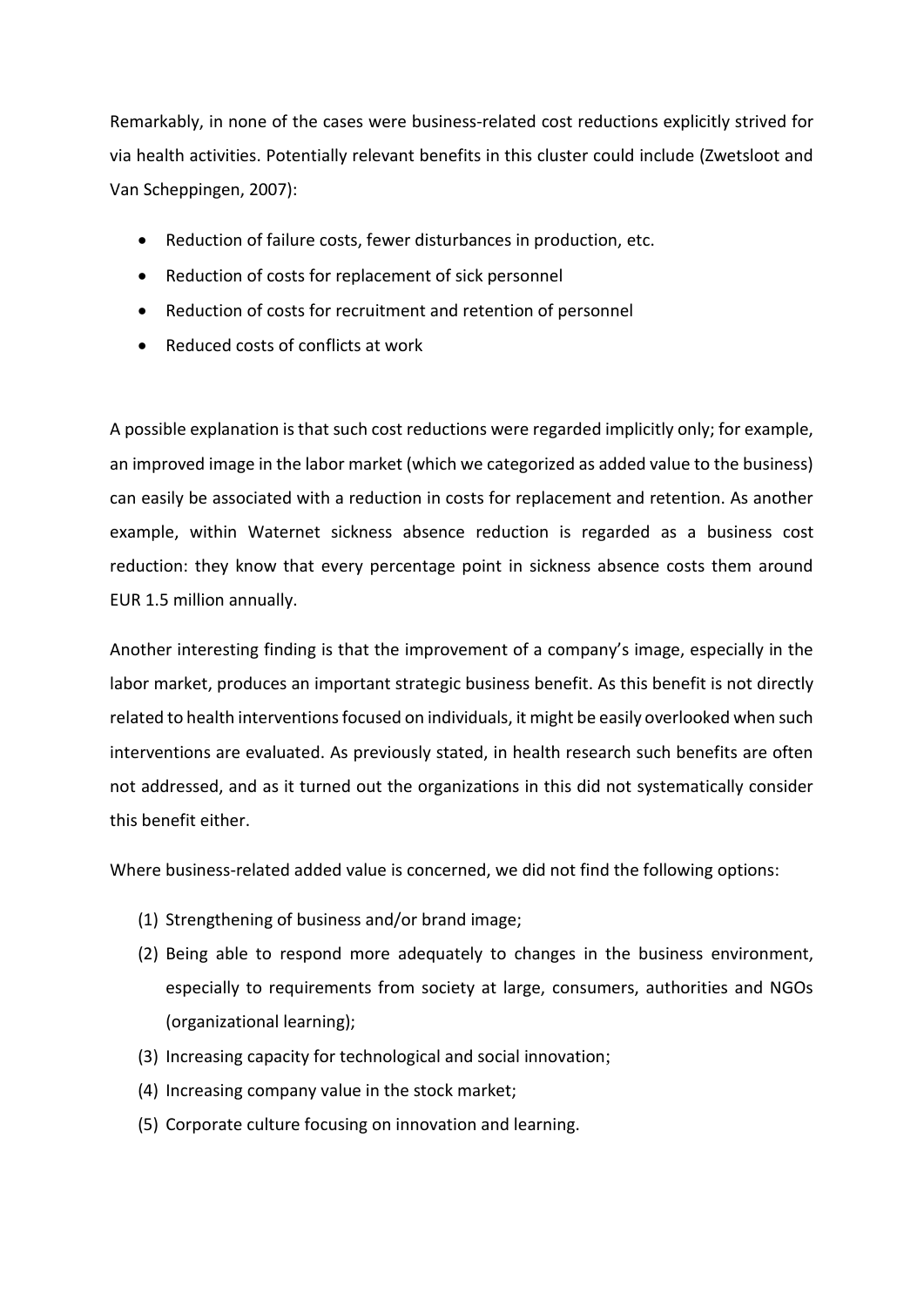Remarkably, in none of the cases were business-related cost reductions explicitly strived for via health activities. Potentially relevant benefits in this cluster could include (Zwetsloot and Van Scheppingen, 2007):

- Reduction of failure costs, fewer disturbances in production, etc.
- Reduction of costs for replacement of sick personnel
- Reduction of costs for recruitment and retention of personnel
- Reduced costs of conflicts at work

A possible explanation is that such cost reductions were regarded implicitly only; for example, an improved image in the labor market (which we categorized as added value to the business) can easily be associated with a reduction in costs for replacement and retention. As another example, within Waternet sickness absence reduction is regarded as a business cost reduction: they know that every percentage point in sickness absence costs them around EUR 1.5 million annually.

Another interesting finding is that the improvement of a company's image, especially in the labor market, produces an important strategic business benefit. As this benefit is not directly related to health interventions focused on individuals, it might be easily overlooked when such interventions are evaluated. As previously stated, in health research such benefits are often not addressed, and as it turned out the organizations in this did not systematically consider this benefit either.

Where business-related added value is concerned, we did not find the following options:

(1) Strengthening of business and/or brand image;
(2) Being able to respond more adequately to changes in the business environment, especially to requirements from society at large, consumers, authorities and NGOs (organizational learning);
(3) Increasing capacity for technological and social innovation;
(4) Increasing company value in the stock market;
(5) Corporate culture focusing on innovation and learning.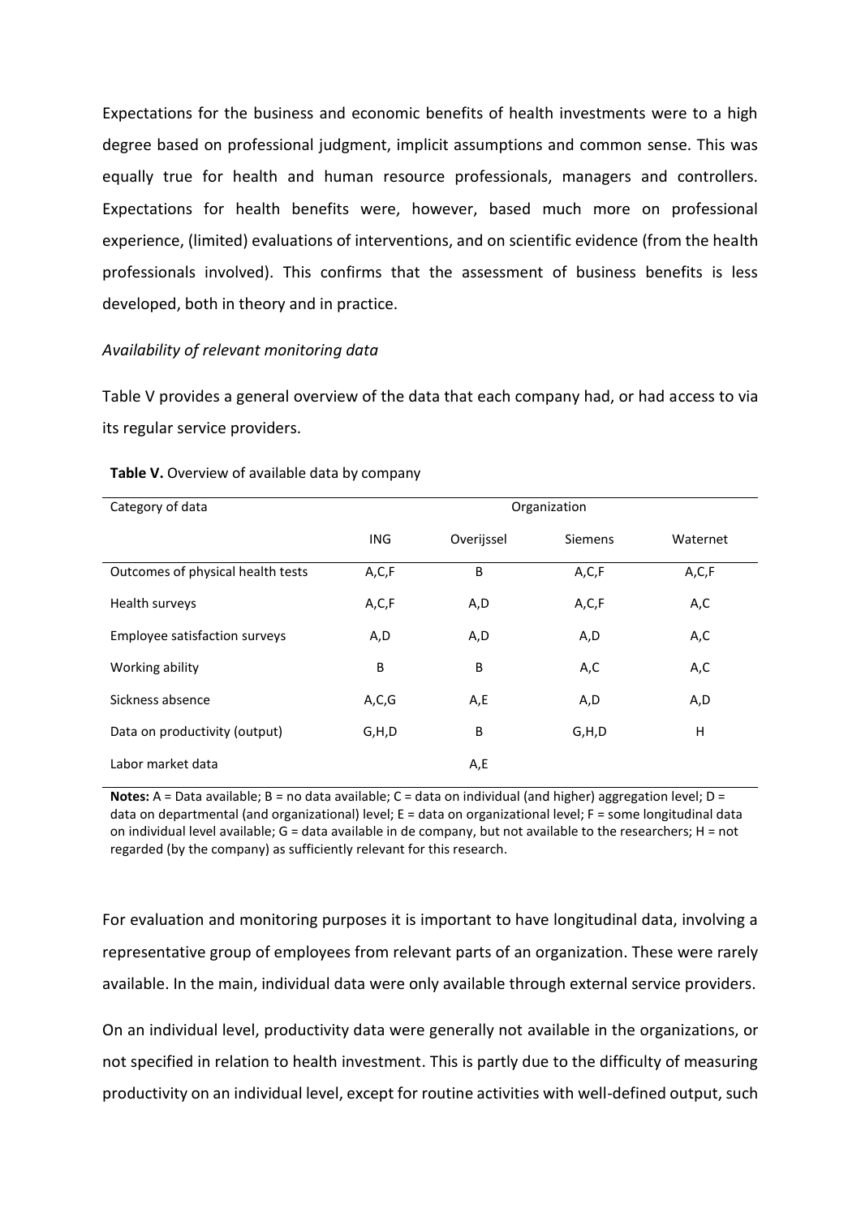Expectations for the business and economic benefits of health investments were to a high degree based on professional judgment, implicit assumptions and common sense. This was equally true for health and human resource professionals, managers and controllers. Expectations for health benefits were, however, based much more on professional experience, (limited) evaluations of interventions, and on scientific evidence (from the health professionals involved). This confirms that the assessment of business benefits is less developed, both in theory and in practice.

*Availability of relevant monitoring data*

Table V provides a general overview of the data that each company had, or had access to via its regular service providers.

**Table V.** Overview of available data by company

| Category of data | Organization | | | |
|---|---|---|---|---|
| | ING | Overijssel | Siemens | Waternet |
| Outcomes of physical health tests | A,C,F | B | A,C,F | A,C,F |
| Health surveys | A,C,F | A,D | A,C,F | A,C |
| Employee satisfaction surveys | A,D | A,D | A,D | A,C |
| Working ability | B | B | A,C | A,C |
| Sickness absence | A,C,G | A,E | A,D | A,D |
| Data on productivity (output) | G,H,D | B | G,H,D | H |
| Labor market data | | A,E | | |

**Notes:** A = Data available; B = no data available; C = data on individual (and higher) aggregation level; D = data on departmental (and organizational) level; E = data on organizational level; F = some longitudinal data on individual level available; G = data available in de company, but not available to the researchers; H = not regarded (by the company) as sufficiently relevant for this research.

For evaluation and monitoring purposes it is important to have longitudinal data, involving a representative group of employees from relevant parts of an organization. These were rarely available. In the main, individual data were only available through external service providers.

On an individual level, productivity data were generally not available in the organizations, or not specified in relation to health investment. This is partly due to the difficulty of measuring productivity on an individual level, except for routine activities with well-defined output, such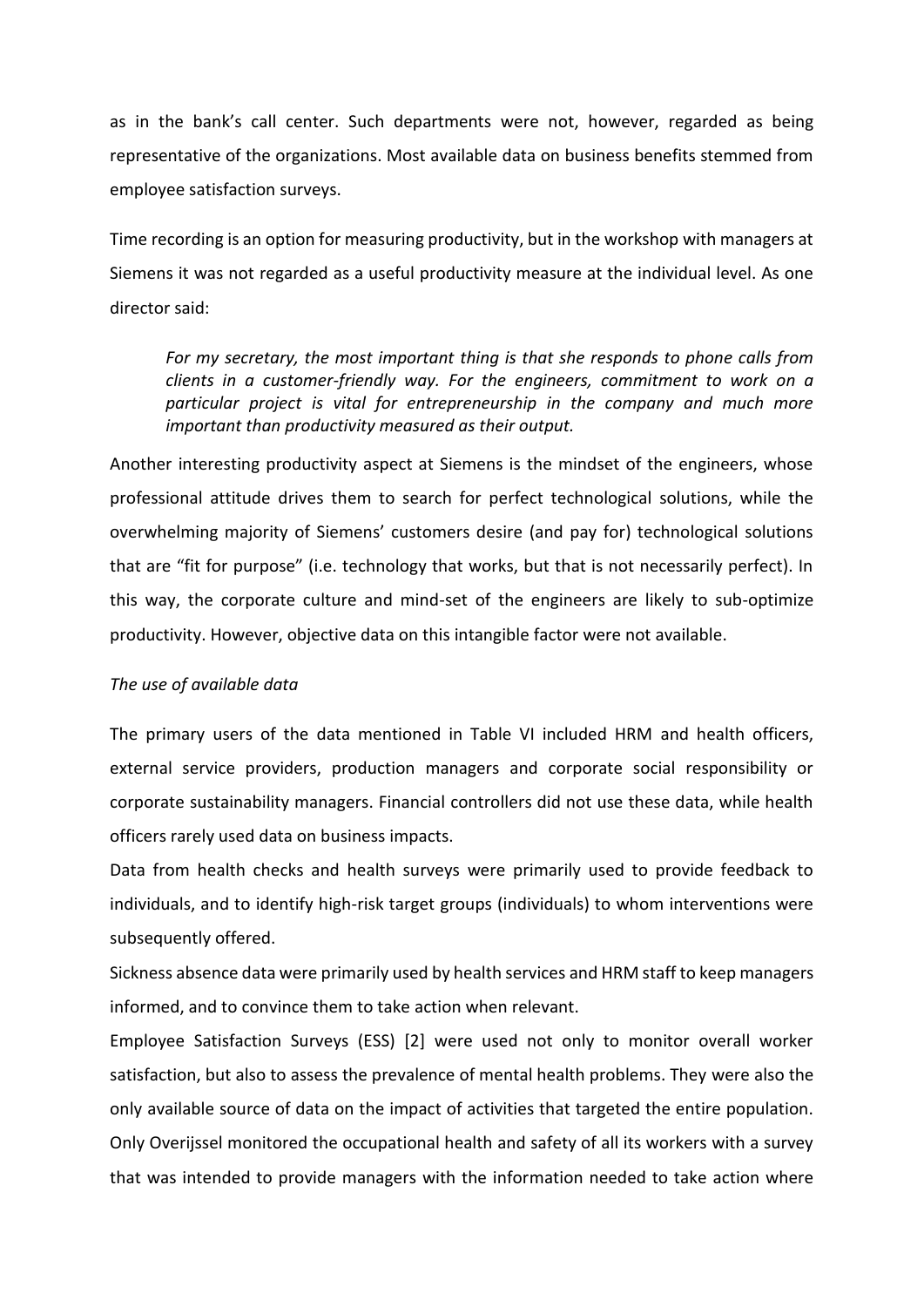as in the bank's call center. Such departments were not, however, regarded as being representative of the organizations. Most available data on business benefits stemmed from employee satisfaction surveys.

Time recording is an option for measuring productivity, but in the workshop with managers at Siemens it was not regarded as a useful productivity measure at the individual level. As one director said:

> *For my secretary, the most important thing is that she responds to phone calls from clients in a customer-friendly way. For the engineers, commitment to work on a particular project is vital for entrepreneurship in the company and much more important than productivity measured as their output.*

Another interesting productivity aspect at Siemens is the mindset of the engineers, whose professional attitude drives them to search for perfect technological solutions, while the overwhelming majority of Siemens' customers desire (and pay for) technological solutions that are "fit for purpose" (i.e. technology that works, but that is not necessarily perfect). In this way, the corporate culture and mind-set of the engineers are likely to sub-optimize productivity. However, objective data on this intangible factor were not available.

*The use of available data*

The primary users of the data mentioned in Table VI included HRM and health officers, external service providers, production managers and corporate social responsibility or corporate sustainability managers. Financial controllers did not use these data, while health officers rarely used data on business impacts.

Data from health checks and health surveys were primarily used to provide feedback to individuals, and to identify high-risk target groups (individuals) to whom interventions were subsequently offered.

Sickness absence data were primarily used by health services and HRM staff to keep managers informed, and to convince them to take action when relevant.

Employee Satisfaction Surveys (ESS) [2] were used not only to monitor overall worker satisfaction, but also to assess the prevalence of mental health problems. They were also the only available source of data on the impact of activities that targeted the entire population. Only Overijssel monitored the occupational health and safety of all its workers with a survey that was intended to provide managers with the information needed to take action where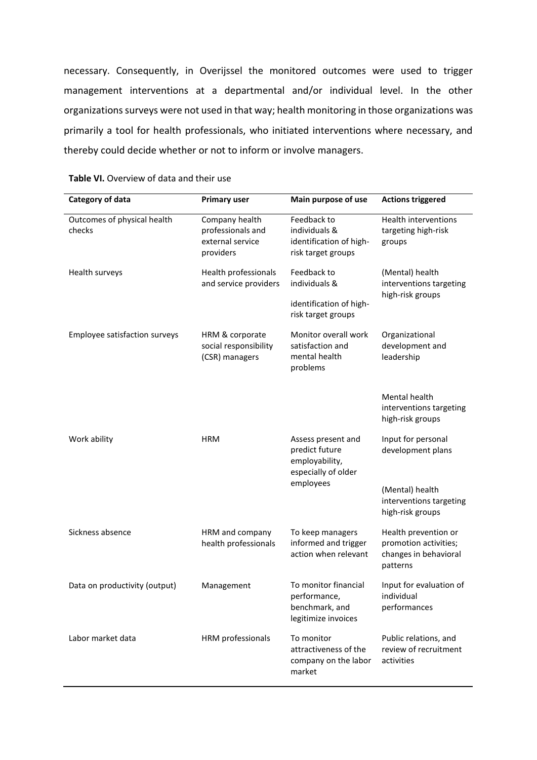necessary. Consequently, in Overijssel the monitored outcomes were used to trigger management interventions at a departmental and/or individual level. In the other organizations surveys were not used in that way; health monitoring in those organizations was primarily a tool for health professionals, who initiated interventions where necessary, and thereby could decide whether or not to inform or involve managers.

**Table VI.** Overview of data and their use

| Category of data | Primary user | Main purpose of use | Actions triggered |
|---|---|---|---|
| Outcomes of physical health checks | Company health professionals and external service providers | Feedback to individuals & identification of high-risk target groups | Health interventions targeting high-risk groups |
| Health surveys | Health professionals and service providers | Feedback to individuals & identification of high-risk target groups | (Mental) health interventions targeting high-risk groups |
| Employee satisfaction surveys | HRM & corporate social responsibility (CSR) managers | Monitor overall work satisfaction and mental health problems | Organizational development and leadership<br><br>Mental health interventions targeting high-risk groups |
| Work ability | HRM | Assess present and predict future employability, especially of older employees | Input for personal development plans<br><br>(Mental) health interventions targeting high-risk groups |
| Sickness absence | HRM and company health professionals | To keep managers informed and trigger action when relevant | Health prevention or promotion activities; changes in behavioral patterns |
| Data on productivity (output) | Management | To monitor financial performance, benchmark, and legitimize invoices | Input for evaluation of individual performances |
| Labor market data | HRM professionals | To monitor attractiveness of the company on the labor market | Public relations, and review of recruitment activities |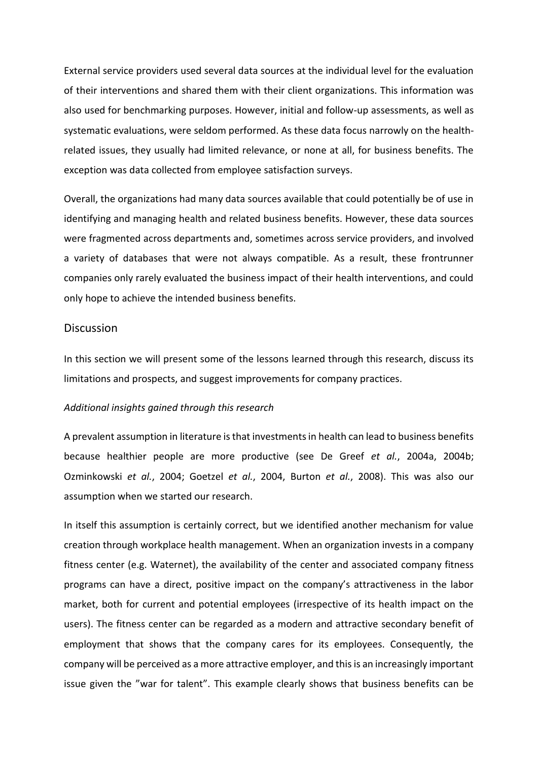External service providers used several data sources at the individual level for the evaluation of their interventions and shared them with their client organizations. This information was also used for benchmarking purposes. However, initial and follow-up assessments, as well as systematic evaluations, were seldom performed. As these data focus narrowly on the health-related issues, they usually had limited relevance, or none at all, for business benefits. The exception was data collected from employee satisfaction surveys.

Overall, the organizations had many data sources available that could potentially be of use in identifying and managing health and related business benefits. However, these data sources were fragmented across departments and, sometimes across service providers, and involved a variety of databases that were not always compatible. As a result, these frontrunner companies only rarely evaluated the business impact of their health interventions, and could only hope to achieve the intended business benefits.

## Discussion

In this section we will present some of the lessons learned through this research, discuss its limitations and prospects, and suggest improvements for company practices.

### *Additional insights gained through this research*

A prevalent assumption in literature is that investments in health can lead to business benefits because healthier people are more productive (see De Greef *et al.*, 2004a, 2004b; Ozminkowski *et al.*, 2004; Goetzel *et al.*, 2004, Burton *et al.*, 2008). This was also our assumption when we started our research.

In itself this assumption is certainly correct, but we identified another mechanism for value creation through workplace health management. When an organization invests in a company fitness center (e.g. Waternet), the availability of the center and associated company fitness programs can have a direct, positive impact on the company's attractiveness in the labor market, both for current and potential employees (irrespective of its health impact on the users). The fitness center can be regarded as a modern and attractive secondary benefit of employment that shows that the company cares for its employees. Consequently, the company will be perceived as a more attractive employer, and this is an increasingly important issue given the "war for talent". This example clearly shows that business benefits can be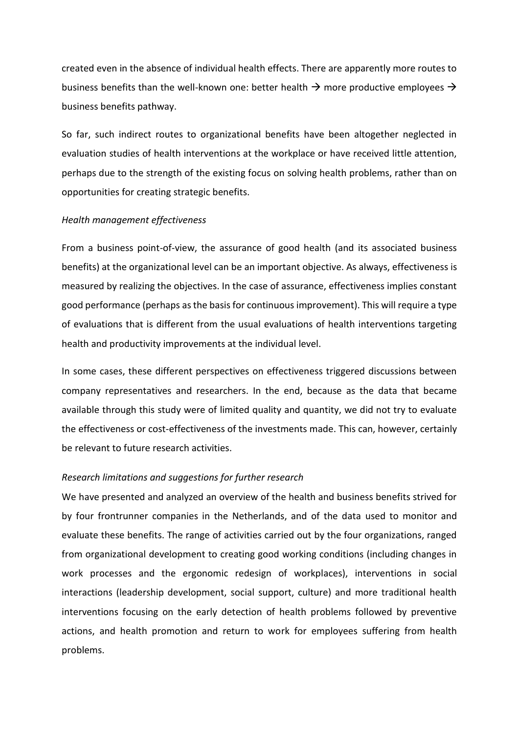created even in the absence of individual health effects. There are apparently more routes to business benefits than the well-known one: better health → more productive employees → business benefits pathway.

So far, such indirect routes to organizational benefits have been altogether neglected in evaluation studies of health interventions at the workplace or have received little attention, perhaps due to the strength of the existing focus on solving health problems, rather than on opportunities for creating strategic benefits.

*Health management effectiveness*

From a business point-of-view, the assurance of good health (and its associated business benefits) at the organizational level can be an important objective. As always, effectiveness is measured by realizing the objectives. In the case of assurance, effectiveness implies constant good performance (perhaps as the basis for continuous improvement). This will require a type of evaluations that is different from the usual evaluations of health interventions targeting health and productivity improvements at the individual level.

In some cases, these different perspectives on effectiveness triggered discussions between company representatives and researchers. In the end, because as the data that became available through this study were of limited quality and quantity, we did not try to evaluate the effectiveness or cost-effectiveness of the investments made. This can, however, certainly be relevant to future research activities.

*Research limitations and suggestions for further research*

We have presented and analyzed an overview of the health and business benefits strived for by four frontrunner companies in the Netherlands, and of the data used to monitor and evaluate these benefits. The range of activities carried out by the four organizations, ranged from organizational development to creating good working conditions (including changes in work processes and the ergonomic redesign of workplaces), interventions in social interactions (leadership development, social support, culture) and more traditional health interventions focusing on the early detection of health problems followed by preventive actions, and health promotion and return to work for employees suffering from health problems.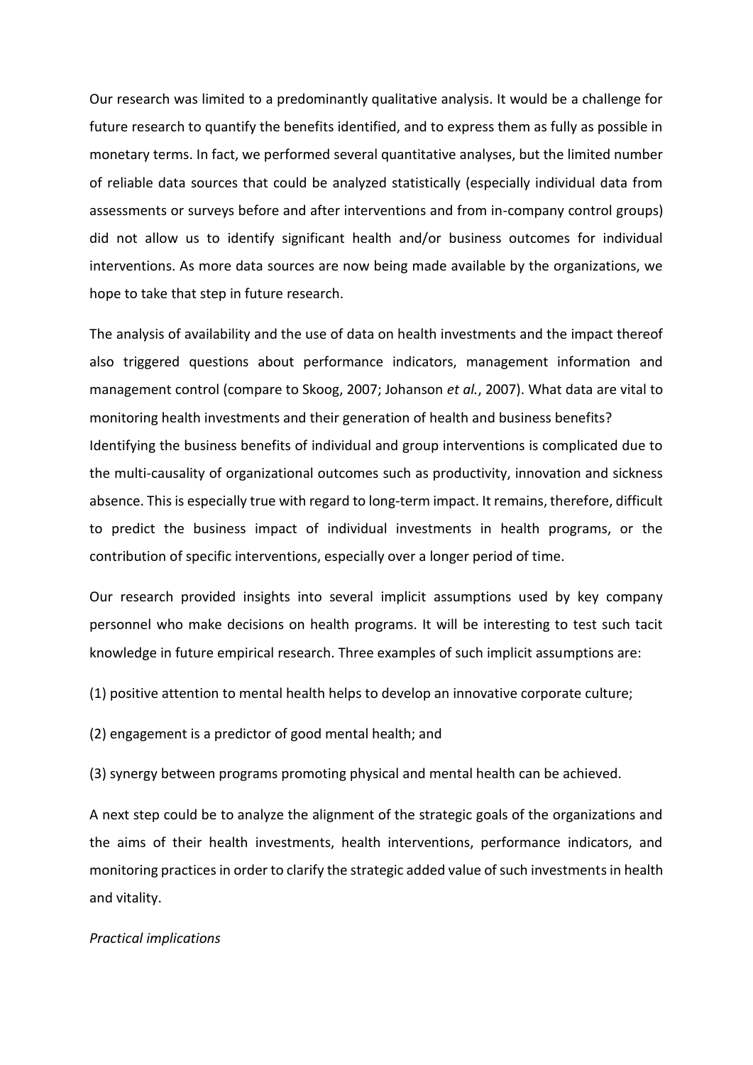Our research was limited to a predominantly qualitative analysis. It would be a challenge for future research to quantify the benefits identified, and to express them as fully as possible in monetary terms. In fact, we performed several quantitative analyses, but the limited number of reliable data sources that could be analyzed statistically (especially individual data from assessments or surveys before and after interventions and from in-company control groups) did not allow us to identify significant health and/or business outcomes for individual interventions. As more data sources are now being made available by the organizations, we hope to take that step in future research.

The analysis of availability and the use of data on health investments and the impact thereof also triggered questions about performance indicators, management information and management control (compare to Skoog, 2007; Johanson *et al.*, 2007). What data are vital to monitoring health investments and their generation of health and business benefits? Identifying the business benefits of individual and group interventions is complicated due to the multi-causality of organizational outcomes such as productivity, innovation and sickness absence. This is especially true with regard to long-term impact. It remains, therefore, difficult to predict the business impact of individual investments in health programs, or the contribution of specific interventions, especially over a longer period of time.

Our research provided insights into several implicit assumptions used by key company personnel who make decisions on health programs. It will be interesting to test such tacit knowledge in future empirical research. Three examples of such implicit assumptions are:

(1) positive attention to mental health helps to develop an innovative corporate culture;

(2) engagement is a predictor of good mental health; and

(3) synergy between programs promoting physical and mental health can be achieved.

A next step could be to analyze the alignment of the strategic goals of the organizations and the aims of their health investments, health interventions, performance indicators, and monitoring practices in order to clarify the strategic added value of such investments in health and vitality.

*Practical implications*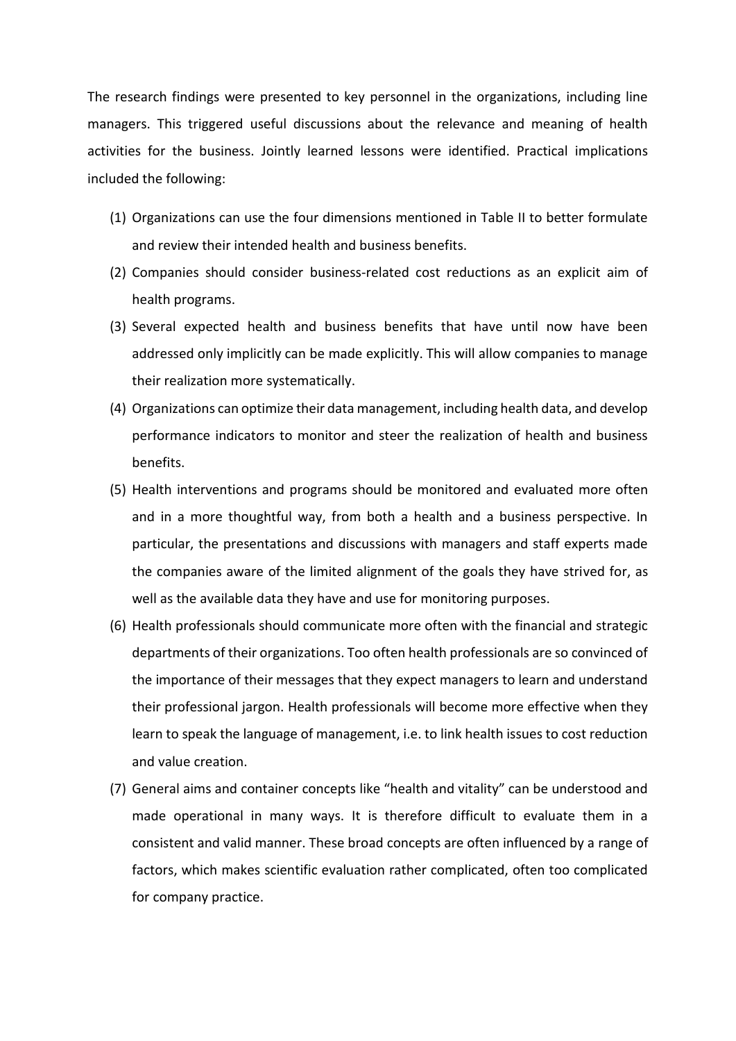The research findings were presented to key personnel in the organizations, including line managers. This triggered useful discussions about the relevance and meaning of health activities for the business. Jointly learned lessons were identified. Practical implications included the following:

(1) Organizations can use the four dimensions mentioned in Table II to better formulate and review their intended health and business benefits.

(2) Companies should consider business-related cost reductions as an explicit aim of health programs.

(3) Several expected health and business benefits that have until now have been addressed only implicitly can be made explicitly. This will allow companies to manage their realization more systematically.

(4) Organizations can optimize their data management, including health data, and develop performance indicators to monitor and steer the realization of health and business benefits.

(5) Health interventions and programs should be monitored and evaluated more often and in a more thoughtful way, from both a health and a business perspective. In particular, the presentations and discussions with managers and staff experts made the companies aware of the limited alignment of the goals they have strived for, as well as the available data they have and use for monitoring purposes.

(6) Health professionals should communicate more often with the financial and strategic departments of their organizations. Too often health professionals are so convinced of the importance of their messages that they expect managers to learn and understand their professional jargon. Health professionals will become more effective when they learn to speak the language of management, i.e. to link health issues to cost reduction and value creation.

(7) General aims and container concepts like "health and vitality" can be understood and made operational in many ways. It is therefore difficult to evaluate them in a consistent and valid manner. These broad concepts are often influenced by a range of factors, which makes scientific evaluation rather complicated, often too complicated for company practice.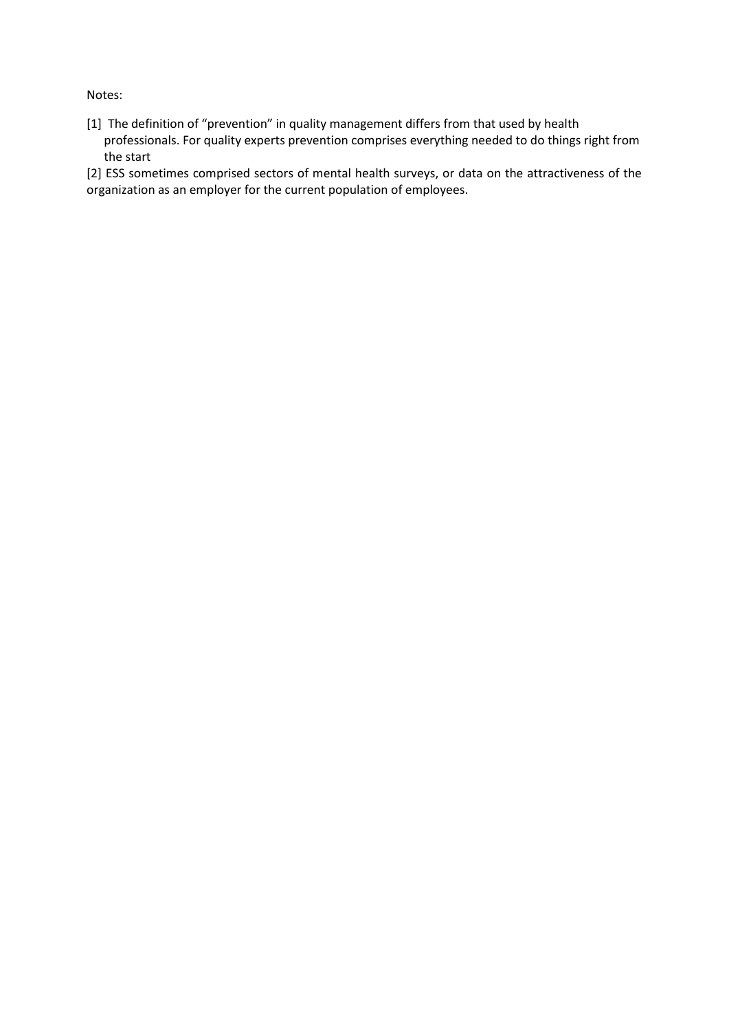Notes:

[1] The definition of "prevention" in quality management differs from that used by health professionals. For quality experts prevention comprises everything needed to do things right from the start

[2] ESS sometimes comprised sectors of mental health surveys, or data on the attractiveness of the organization as an employer for the current population of employees.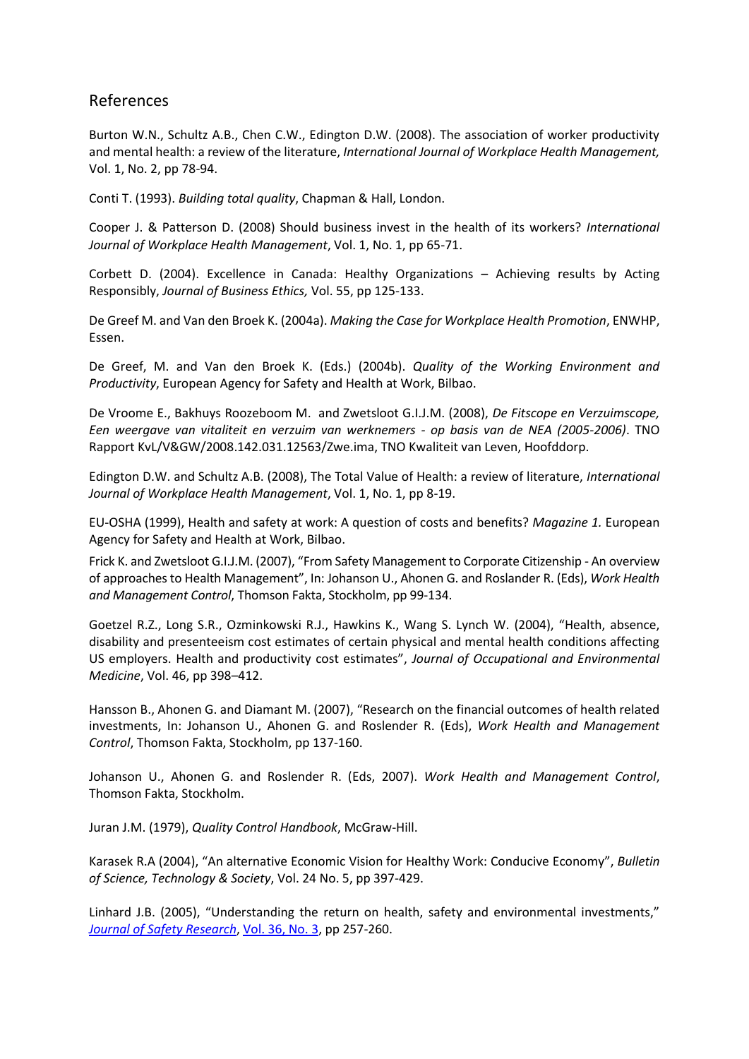## References

Burton W.N., Schultz A.B., Chen C.W., Edington D.W. (2008). The association of worker productivity and mental health: a review of the literature, *International Journal of Workplace Health Management,* Vol. 1, No. 2, pp 78-94.

Conti T. (1993). *Building total quality*, Chapman & Hall, London.

Cooper J. & Patterson D. (2008) Should business invest in the health of its workers? *International Journal of Workplace Health Management*, Vol. 1, No. 1, pp 65-71.

Corbett D. (2004). Excellence in Canada: Healthy Organizations – Achieving results by Acting Responsibly, *Journal of Business Ethics,* Vol. 55, pp 125-133.

De Greef M. and Van den Broek K. (2004a). *Making the Case for Workplace Health Promotion*, ENWHP, Essen.

De Greef, M. and Van den Broek K. (Eds.) (2004b). *Quality of the Working Environment and Productivity*, European Agency for Safety and Health at Work, Bilbao.

De Vroome E., Bakhuys Roozeboom M. and Zwetsloot G.I.J.M. (2008), *De Fitscope en Verzuimscope, Een weergave van vitaliteit en verzuim van werknemers - op basis van de NEA (2005-2006)*. TNO Rapport KvL/V&GW/2008.142.031.12563/Zwe.ima, TNO Kwaliteit van Leven, Hoofddorp.

Edington D.W. and Schultz A.B. (2008), The Total Value of Health: a review of literature, *International Journal of Workplace Health Management*, Vol. 1, No. 1, pp 8-19.

EU-OSHA (1999), Health and safety at work: A question of costs and benefits? *Magazine 1.* European Agency for Safety and Health at Work, Bilbao.

Frick K. and Zwetsloot G.I.J.M. (2007), "From Safety Management to Corporate Citizenship - An overview of approaches to Health Management", In: Johanson U., Ahonen G. and Roslander R. (Eds), *Work Health and Management Control*, Thomson Fakta, Stockholm, pp 99-134.

Goetzel R.Z., Long S.R., Ozminkowski R.J., Hawkins K., Wang S. Lynch W. (2004), "Health, absence, disability and presenteeism cost estimates of certain physical and mental health conditions affecting US employers. Health and productivity cost estimates", *Journal of Occupational and Environmental Medicine*, Vol. 46, pp 398–412.

Hansson B., Ahonen G. and Diamant M. (2007), "Research on the financial outcomes of health related investments, In: Johanson U., Ahonen G. and Roslender R. (Eds), *Work Health and Management Control*, Thomson Fakta, Stockholm, pp 137-160.

Johanson U., Ahonen G. and Roslender R. (Eds, 2007). *Work Health and Management Control*, Thomson Fakta, Stockholm.

Juran J.M. (1979), *Quality Control Handbook*, McGraw-Hill.

Karasek R.A (2004), "An alternative Economic Vision for Healthy Work: Conducive Economy", *Bulletin of Science, Technology & Society*, Vol. 24 No. 5, pp 397-429.

Linhard J.B. (2005), "Understanding the return on health, safety and environmental investments," *Journal of Safety Research*, Vol. 36, No. 3, pp 257-260.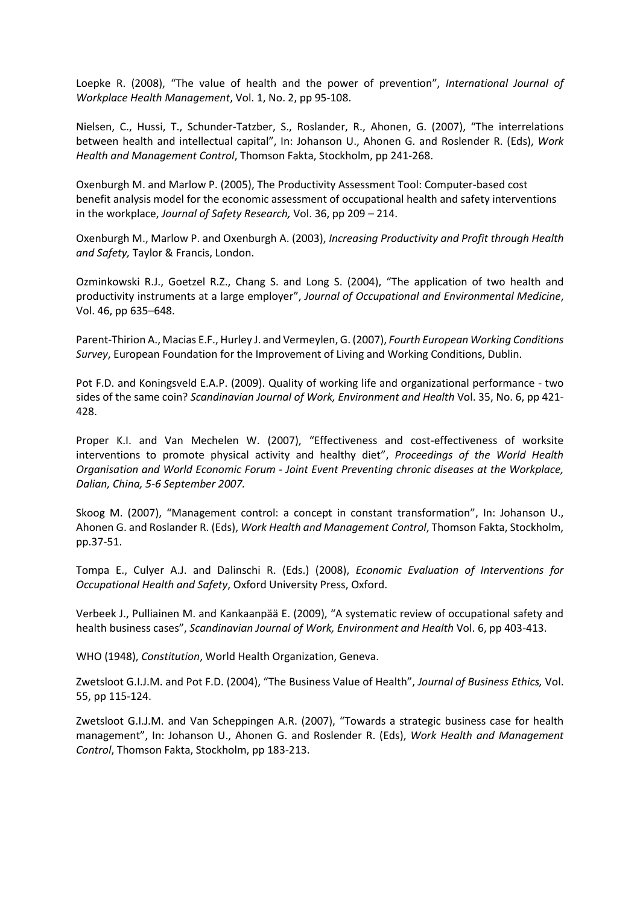Loepke R. (2008), "The value of health and the power of prevention", *International Journal of Workplace Health Management*, Vol. 1, No. 2, pp 95-108.

Nielsen, C., Hussi, T., Schunder-Tatzber, S., Roslander, R., Ahonen, G. (2007), "The interrelations between health and intellectual capital", In: Johanson U., Ahonen G. and Roslender R. (Eds), *Work Health and Management Control*, Thomson Fakta, Stockholm, pp 241-268.

Oxenburgh M. and Marlow P. (2005), The Productivity Assessment Tool: Computer-based cost benefit analysis model for the economic assessment of occupational health and safety interventions in the workplace, *Journal of Safety Research,* Vol. 36, pp 209 – 214.

Oxenburgh M., Marlow P. and Oxenburgh A. (2003), *Increasing Productivity and Profit through Health and Safety,* Taylor & Francis, London.

Ozminkowski R.J., Goetzel R.Z., Chang S. and Long S. (2004), "The application of two health and productivity instruments at a large employer", *Journal of Occupational and Environmental Medicine*, Vol. 46, pp 635–648.

Parent-Thirion A., Macias E.F., Hurley J. and Vermeylen, G. (2007), *Fourth European Working Conditions Survey*, European Foundation for the Improvement of Living and Working Conditions, Dublin.

Pot F.D. and Koningsveld E.A.P. (2009). Quality of working life and organizational performance - two sides of the same coin? *Scandinavian Journal of Work, Environment and Health* Vol. 35, No. 6, pp 421-428.

Proper K.I. and Van Mechelen W. (2007), "Effectiveness and cost-effectiveness of worksite interventions to promote physical activity and healthy diet", *Proceedings of the World Health Organisation and World Economic Forum - Joint Event Preventing chronic diseases at the Workplace, Dalian, China, 5-6 September 2007.*

Skoog M. (2007), "Management control: a concept in constant transformation", In: Johanson U., Ahonen G. and Roslander R. (Eds), *Work Health and Management Control*, Thomson Fakta, Stockholm, pp.37-51.

Tompa E., Culyer A.J. and Dalinschi R. (Eds.) (2008), *Economic Evaluation of Interventions for Occupational Health and Safety*, Oxford University Press, Oxford.

Verbeek J., Pulliainen M. and Kankaanpää E. (2009), "A systematic review of occupational safety and health business cases", *Scandinavian Journal of Work, Environment and Health* Vol. 6, pp 403-413.

WHO (1948), *Constitution*, World Health Organization, Geneva.

Zwetsloot G.I.J.M. and Pot F.D. (2004), "The Business Value of Health", *Journal of Business Ethics,* Vol. 55, pp 115-124.

Zwetsloot G.I.J.M. and Van Scheppingen A.R. (2007), "Towards a strategic business case for health management", In: Johanson U., Ahonen G. and Roslender R. (Eds), *Work Health and Management Control*, Thomson Fakta, Stockholm, pp 183-213.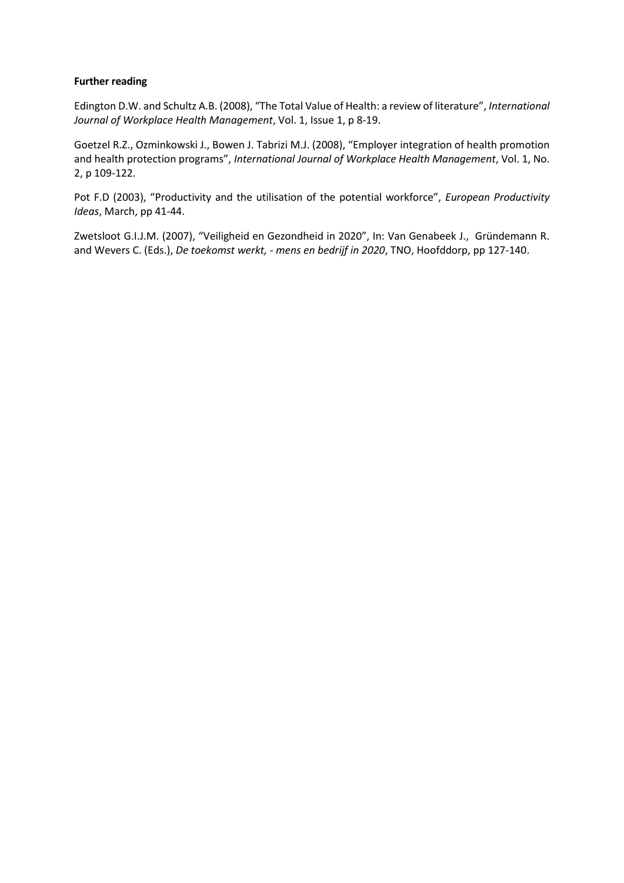**Further reading**

Edington D.W. and Schultz A.B. (2008), "The Total Value of Health: a review of literature", *International Journal of Workplace Health Management*, Vol. 1, Issue 1, p 8-19.

Goetzel R.Z., Ozminkowski J., Bowen J. Tabrizi M.J. (2008), "Employer integration of health promotion and health protection programs", *International Journal of Workplace Health Management*, Vol. 1, No. 2, p 109-122.

Pot F.D (2003), "Productivity and the utilisation of the potential workforce", *European Productivity Ideas*, March, pp 41-44.

Zwetsloot G.I.J.M. (2007), "Veiligheid en Gezondheid in 2020", In: Van Genabeek J., Gründemann R. and Wevers C. (Eds.), *De toekomst werkt, - mens en bedrijf in 2020*, TNO, Hoofddorp, pp 127-140.